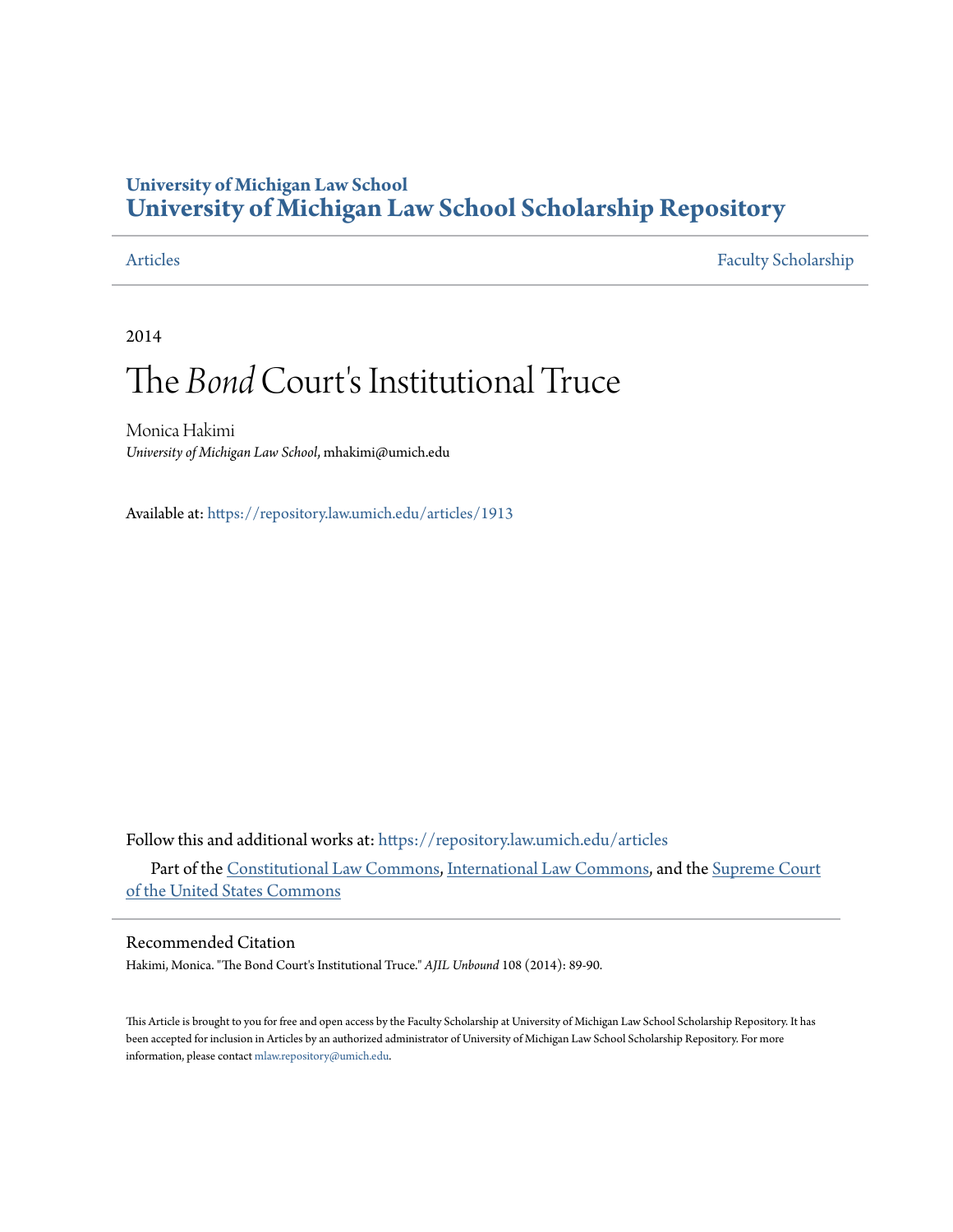University of Michigan Law School

**University of Michigan Law School Scholarship Repository**

Articles | Faculty Scholarship

2014

# The *Bond* Court's Institutional Truce

Monica Hakimi
*University of Michigan Law School*, mhakimi@umich.edu

Available at: https://repository.law.umich.edu/articles/1913

Follow this and additional works at: https://repository.law.umich.edu/articles

Part of the Constitutional Law Commons, International Law Commons, and the Supreme Court of the United States Commons

## Recommended Citation

Hakimi, Monica. "The Bond Court's Institutional Truce." *AJIL Unbound* 108 (2014): 89-90.

This Article is brought to you for free and open access by the Faculty Scholarship at University of Michigan Law School Scholarship Repository. It has been accepted for inclusion in Articles by an authorized administrator of University of Michigan Law School Scholarship Repository. For more information, please contact mlaw.repository@umich.edu.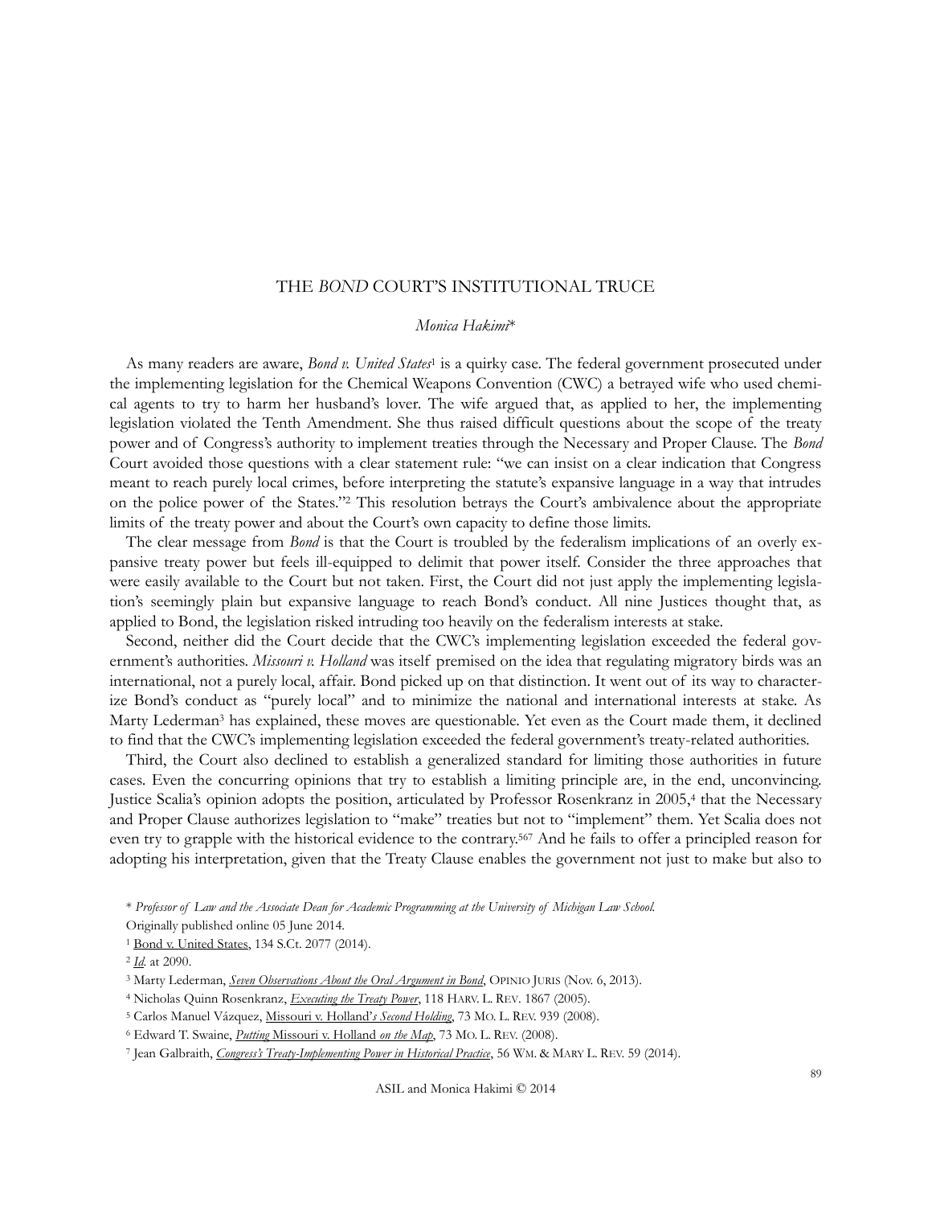# THE *BOND* COURT'S INSTITUTIONAL TRUCE

*Monica Hakimi**

As many readers are aware, *Bond v. United States*[1] is a quirky case. The federal government prosecuted under the implementing legislation for the Chemical Weapons Convention (CWC) a betrayed wife who used chemical agents to try to harm her husband's lover. The wife argued that, as applied to her, the implementing legislation violated the Tenth Amendment. She thus raised difficult questions about the scope of the treaty power and of Congress's authority to implement treaties through the Necessary and Proper Clause. The *Bond* Court avoided those questions with a clear statement rule: "we can insist on a clear indication that Congress meant to reach purely local crimes, before interpreting the statute's expansive language in a way that intrudes on the police power of the States."[2] This resolution betrays the Court's ambivalence about the appropriate limits of the treaty power and about the Court's own capacity to define those limits.

The clear message from *Bond* is that the Court is troubled by the federalism implications of an overly expansive treaty power but feels ill-equipped to delimit that power itself. Consider the three approaches that were easily available to the Court but not taken. First, the Court did not just apply the implementing legislation's seemingly plain but expansive language to reach Bond's conduct. All nine Justices thought that, as applied to Bond, the legislation risked intruding too heavily on the federalism interests at stake.

Second, neither did the Court decide that the CWC's implementing legislation exceeded the federal government's authorities. *Missouri v. Holland* was itself premised on the idea that regulating migratory birds was an international, not a purely local, affair. Bond picked up on that distinction. It went out of its way to characterize Bond's conduct as "purely local" and to minimize the national and international interests at stake. As Marty Lederman[3] has explained, these moves are questionable. Yet even as the Court made them, it declined to find that the CWC's implementing legislation exceeded the federal government's treaty-related authorities.

Third, the Court also declined to establish a generalized standard for limiting those authorities in future cases. Even the concurring opinions that try to establish a limiting principle are, in the end, unconvincing. Justice Scalia's opinion adopts the position, articulated by Professor Rosenkranz in 2005,[4] that the Necessary and Proper Clause authorizes legislation to "make" treaties but not to "implement" them. Yet Scalia does not even try to grapple with the historical evidence to the contrary.[5][6][7] And he fails to offer a principled reason for adopting his interpretation, given that the Treaty Clause enables the government not just to make but also to

---

\* *Professor of Law and the Associate Dean for Academic Programming at the University of Michigan Law School.*
Originally published online 05 June 2014.

[1] Bond v. United States, 134 S.Ct. 2077 (2014).

[2] *Id.* at 2090.

[3] Marty Lederman, *Seven Observations About the Oral Argument in Bond*, OPINIO JURIS (Nov. 6, 2013).

[4] Nicholas Quinn Rosenkranz, *Executing the Treaty Power*, 118 HARV. L. REV. 1867 (2005).

[5] Carlos Manuel Vázquez, Missouri v. Holland*'s Second Holding*, 73 MO. L. REV. 939 (2008).

[6] Edward T. Swaine, *Putting* Missouri v. Holland *on the Map*, 73 MO. L. REV. (2008).

[7] Jean Galbraith, *Congress's Treaty-Implementing Power in Historical Practice*, 56 WM. & MARY L. REV. 59 (2014).

ASIL and Monica Hakimi © 2014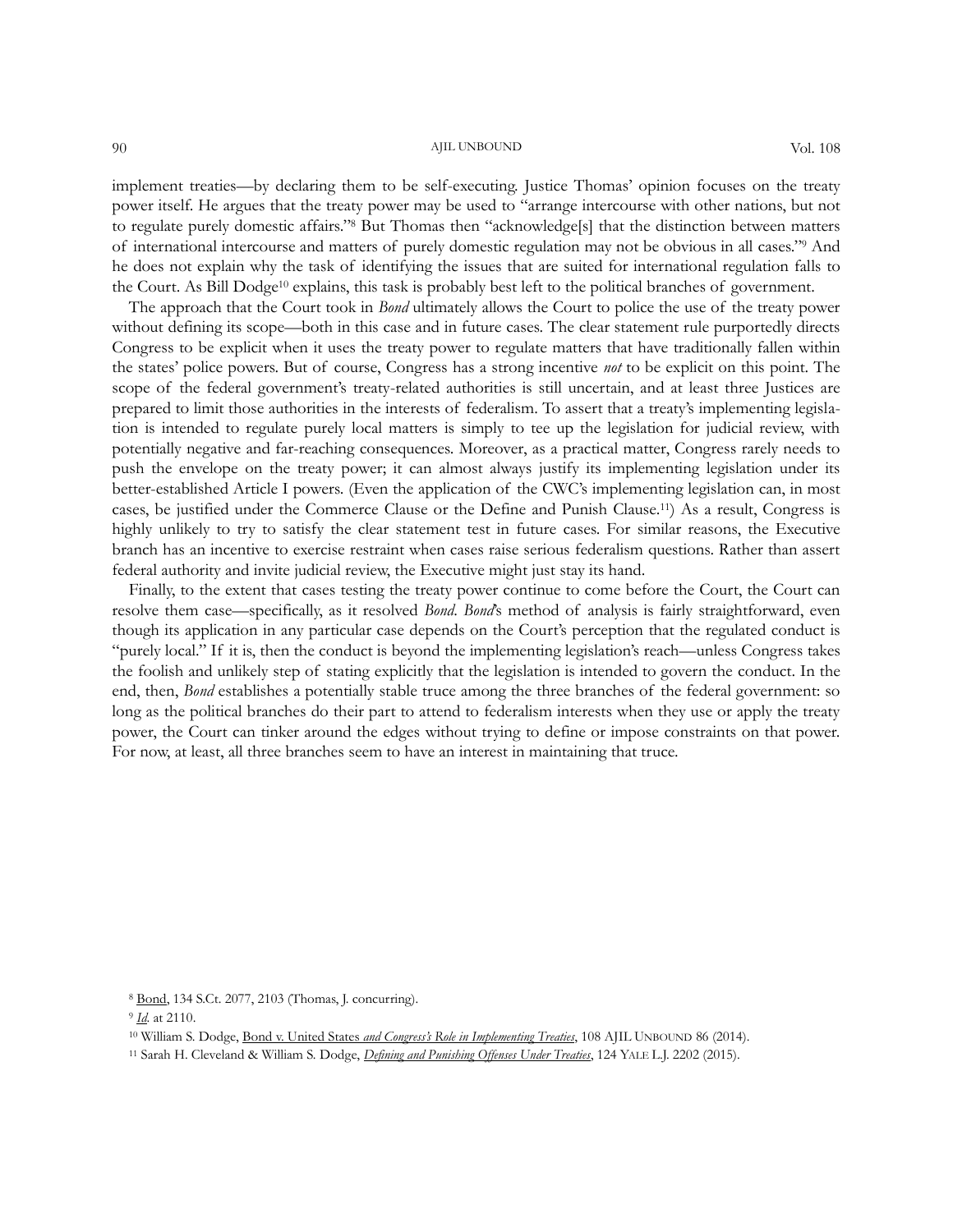implement treaties—by declaring them to be self-executing. Justice Thomas' opinion focuses on the treaty power itself. He argues that the treaty power may be used to "arrange intercourse with other nations, but not to regulate purely domestic affairs."[8] But Thomas then "acknowledge[s] that the distinction between matters of international intercourse and matters of purely domestic regulation may not be obvious in all cases."[9] And he does not explain why the task of identifying the issues that are suited for international regulation falls to the Court. As Bill Dodge[10] explains, this task is probably best left to the political branches of government.

The approach that the Court took in *Bond* ultimately allows the Court to police the use of the treaty power without defining its scope—both in this case and in future cases. The clear statement rule purportedly directs Congress to be explicit when it uses the treaty power to regulate matters that have traditionally fallen within the states' police powers. But of course, Congress has a strong incentive *not* to be explicit on this point. The scope of the federal government's treaty-related authorities is still uncertain, and at least three Justices are prepared to limit those authorities in the interests of federalism. To assert that a treaty's implementing legislation is intended to regulate purely local matters is simply to tee up the legislation for judicial review, with potentially negative and far-reaching consequences. Moreover, as a practical matter, Congress rarely needs to push the envelope on the treaty power; it can almost always justify its implementing legislation under its better-established Article I powers. (Even the application of the CWC's implementing legislation can, in most cases, be justified under the Commerce Clause or the Define and Punish Clause.[11]) As a result, Congress is highly unlikely to try to satisfy the clear statement test in future cases. For similar reasons, the Executive branch has an incentive to exercise restraint when cases raise serious federalism questions. Rather than assert federal authority and invite judicial review, the Executive might just stay its hand.

Finally, to the extent that cases testing the treaty power continue to come before the Court, the Court can resolve them case—specifically, as it resolved *Bond*. *Bond*'s method of analysis is fairly straightforward, even though its application in any particular case depends on the Court's perception that the regulated conduct is "purely local." If it is, then the conduct is beyond the implementing legislation's reach—unless Congress takes the foolish and unlikely step of stating explicitly that the legislation is intended to govern the conduct. In the end, then, *Bond* establishes a potentially stable truce among the three branches of the federal government: so long as the political branches do their part to attend to federalism interests when they use or apply the treaty power, the Court can tinker around the edges without trying to define or impose constraints on that power. For now, at least, all three branches seem to have an interest in maintaining that truce.

---

[8] Bond, 134 S.Ct. 2077, 2103 (Thomas, J. concurring).

[9] *Id.* at 2110.

[10] William S. Dodge, Bond v. United States *and Congress's Role in Implementing Treaties*, 108 AJIL UNBOUND 86 (2014).

[11] Sarah H. Cleveland & William S. Dodge, *Defining and Punishing Offenses Under Treaties*, 124 YALE L.J. 2202 (2015).